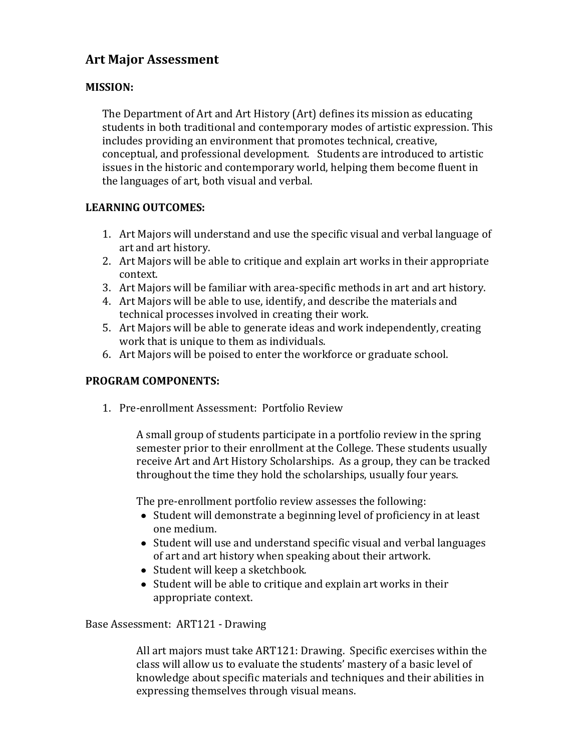# Art Major Assessment

**MISSION:**

The Department of Art and Art History (Art) defines its mission as educating students in both traditional and contemporary modes of artistic expression. This includes providing an environment that promotes technical, creative, conceptual, and professional development. Students are introduced to artistic issues in the historic and contemporary world, helping them become fluent in the languages of art, both visual and verbal.

**LEARNING OUTCOMES:**

1. Art Majors will understand and use the specific visual and verbal language of art and art history.
2. Art Majors will be able to critique and explain art works in their appropriate context.
3. Art Majors will be familiar with area-specific methods in art and art history.
4. Art Majors will be able to use, identify, and describe the materials and technical processes involved in creating their work.
5. Art Majors will be able to generate ideas and work independently, creating work that is unique to them as individuals.
6. Art Majors will be poised to enter the workforce or graduate school.

**PROGRAM COMPONENTS:**

1. Pre-enrollment Assessment: Portfolio Review

   A small group of students participate in a portfolio review in the spring semester prior to their enrollment at the College. These students usually receive Art and Art History Scholarships. As a group, they can be tracked throughout the time they hold the scholarships, usually four years.

   The pre-enrollment portfolio review assesses the following:

   - Student will demonstrate a beginning level of proficiency in at least one medium.
   - Student will use and understand specific visual and verbal languages of art and art history when speaking about their artwork.
   - Student will keep a sketchbook.
   - Student will be able to critique and explain art works in their appropriate context.

Base Assessment: ART121 - Drawing

All art majors must take ART121: Drawing. Specific exercises within the class will allow us to evaluate the students' mastery of a basic level of knowledge about specific materials and techniques and their abilities in expressing themselves through visual means.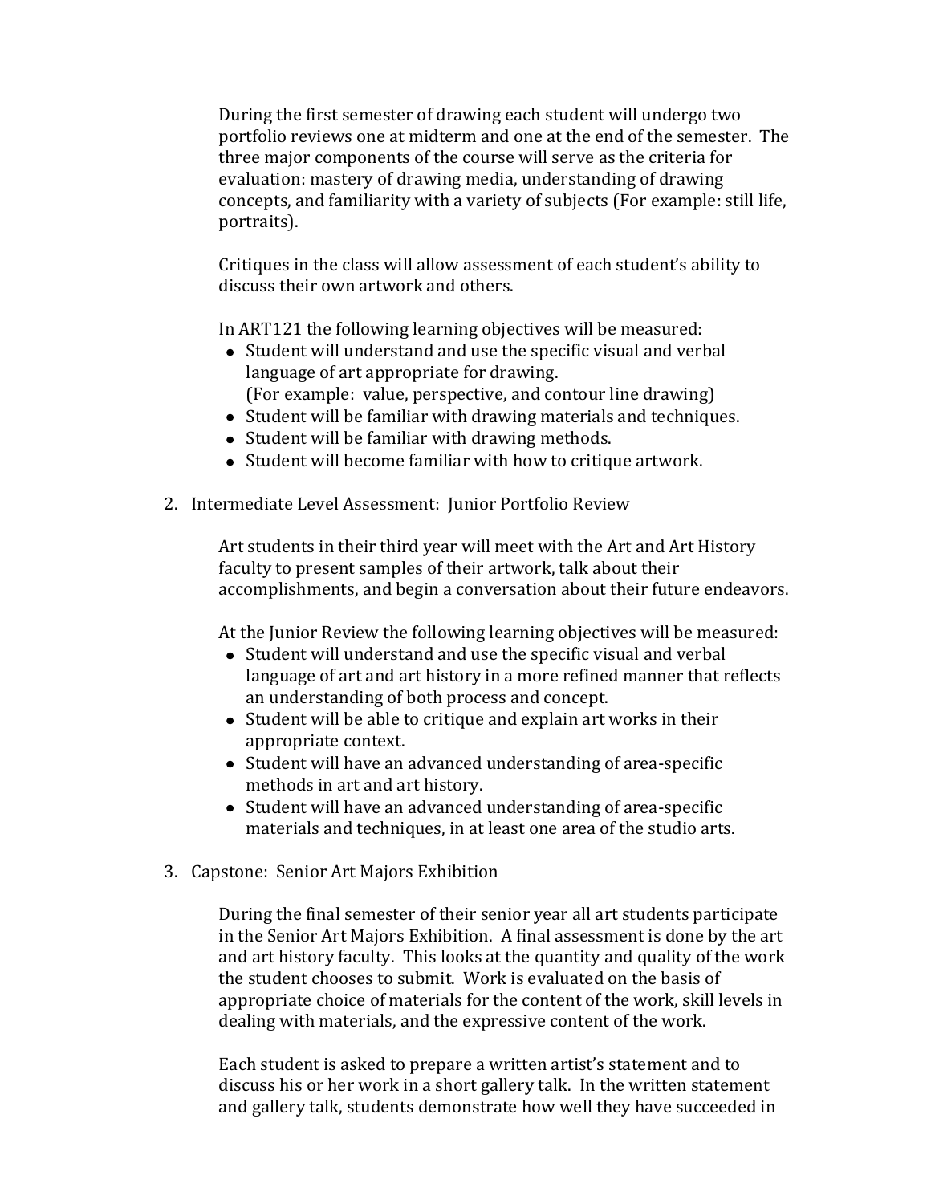During the first semester of drawing each student will undergo two portfolio reviews one at midterm and one at the end of the semester. The three major components of the course will serve as the criteria for evaluation: mastery of drawing media, understanding of drawing concepts, and familiarity with a variety of subjects (For example: still life, portraits).

Critiques in the class will allow assessment of each student's ability to discuss their own artwork and others.

In ART121 the following learning objectives will be measured:

- Student will understand and use the specific visual and verbal language of art appropriate for drawing.
  (For example: value, perspective, and contour line drawing)
- Student will be familiar with drawing materials and techniques.
- Student will be familiar with drawing methods.
- Student will become familiar with how to critique artwork.

2. Intermediate Level Assessment: Junior Portfolio Review

   Art students in their third year will meet with the Art and Art History faculty to present samples of their artwork, talk about their accomplishments, and begin a conversation about their future endeavors.

   At the Junior Review the following learning objectives will be measured:

   - Student will understand and use the specific visual and verbal language of art and art history in a more refined manner that reflects an understanding of both process and concept.
   - Student will be able to critique and explain art works in their appropriate context.
   - Student will have an advanced understanding of area-specific methods in art and art history.
   - Student will have an advanced understanding of area-specific materials and techniques, in at least one area of the studio arts.

3. Capstone: Senior Art Majors Exhibition

   During the final semester of their senior year all art students participate in the Senior Art Majors Exhibition. A final assessment is done by the art and art history faculty. This looks at the quantity and quality of the work the student chooses to submit. Work is evaluated on the basis of appropriate choice of materials for the content of the work, skill levels in dealing with materials, and the expressive content of the work.

   Each student is asked to prepare a written artist's statement and to discuss his or her work in a short gallery talk. In the written statement and gallery talk, students demonstrate how well they have succeeded in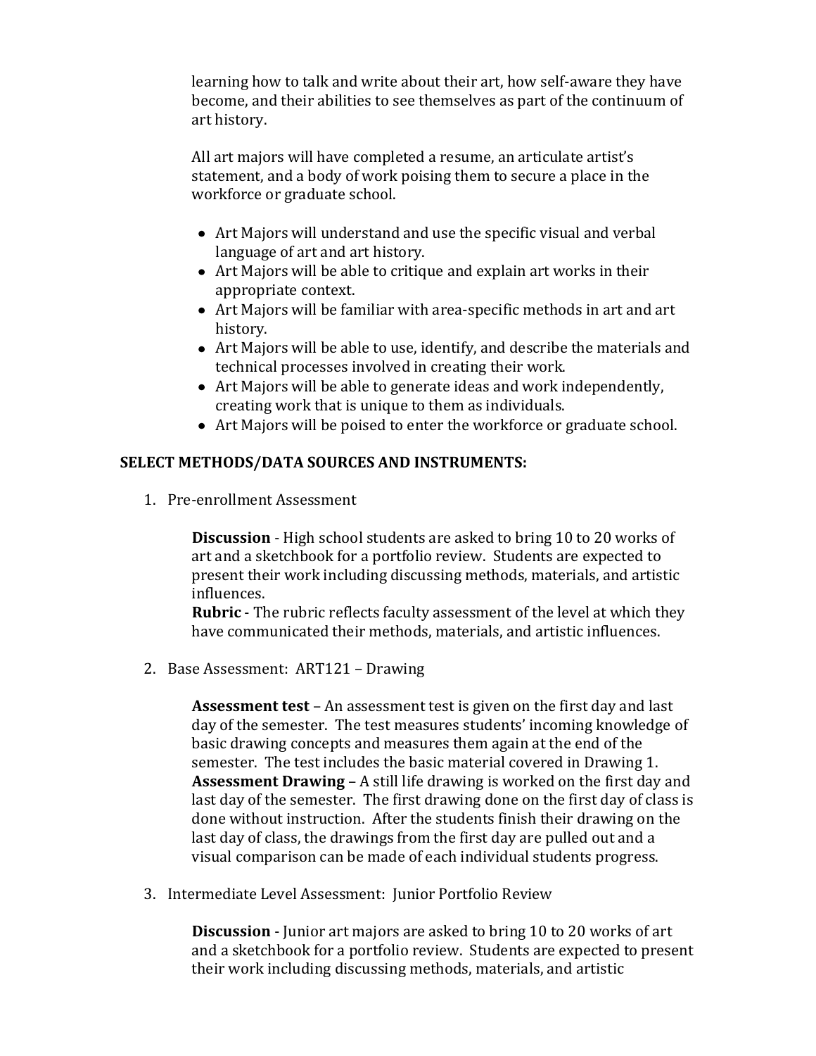learning how to talk and write about their art, how self-aware they have become, and their abilities to see themselves as part of the continuum of art history.

All art majors will have completed a resume, an articulate artist's statement, and a body of work poising them to secure a place in the workforce or graduate school.

- Art Majors will understand and use the specific visual and verbal language of art and art history.
- Art Majors will be able to critique and explain art works in their appropriate context.
- Art Majors will be familiar with area-specific methods in art and art history.
- Art Majors will be able to use, identify, and describe the materials and technical processes involved in creating their work.
- Art Majors will be able to generate ideas and work independently, creating work that is unique to them as individuals.
- Art Majors will be poised to enter the workforce or graduate school.

## SELECT METHODS/DATA SOURCES AND INSTRUMENTS:

1. Pre-enrollment Assessment

    **Discussion** - High school students are asked to bring 10 to 20 works of art and a sketchbook for a portfolio review. Students are expected to present their work including discussing methods, materials, and artistic influences.
    **Rubric** - The rubric reflects faculty assessment of the level at which they have communicated their methods, materials, and artistic influences.

2. Base Assessment: ART121 – Drawing

    **Assessment test** – An assessment test is given on the first day and last day of the semester. The test measures students' incoming knowledge of basic drawing concepts and measures them again at the end of the semester. The test includes the basic material covered in Drawing 1.
    **Assessment Drawing** – A still life drawing is worked on the first day and last day of the semester. The first drawing done on the first day of class is done without instruction. After the students finish their drawing on the last day of class, the drawings from the first day are pulled out and a visual comparison can be made of each individual students progress.

3. Intermediate Level Assessment: Junior Portfolio Review

    **Discussion** - Junior art majors are asked to bring 10 to 20 works of art and a sketchbook for a portfolio review. Students are expected to present their work including discussing methods, materials, and artistic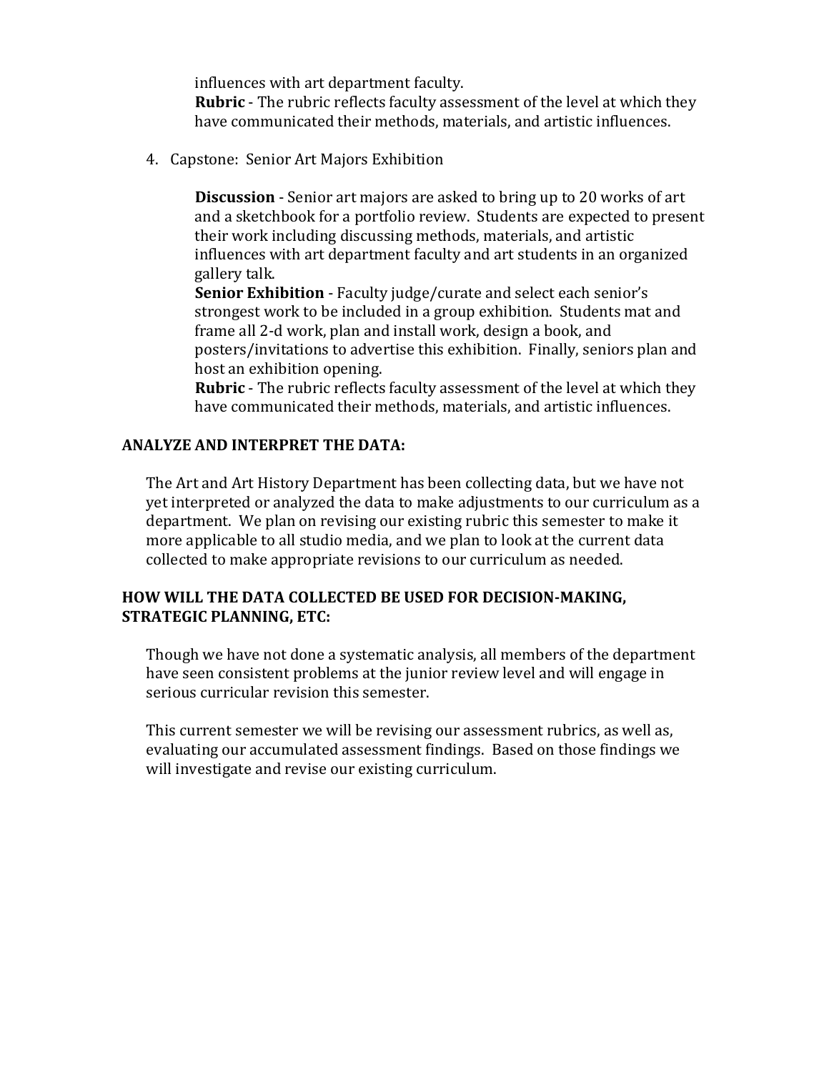influences with art department faculty.
**Rubric** - The rubric reflects faculty assessment of the level at which they have communicated their methods, materials, and artistic influences.

4. Capstone: Senior Art Majors Exhibition

   **Discussion** - Senior art majors are asked to bring up to 20 works of art and a sketchbook for a portfolio review. Students are expected to present their work including discussing methods, materials, and artistic influences with art department faculty and art students in an organized gallery talk.
   **Senior Exhibition** - Faculty judge/curate and select each senior's strongest work to be included in a group exhibition. Students mat and frame all 2-d work, plan and install work, design a book, and posters/invitations to advertise this exhibition. Finally, seniors plan and host an exhibition opening.
   **Rubric** - The rubric reflects faculty assessment of the level at which they have communicated their methods, materials, and artistic influences.

## ANALYZE AND INTERPRET THE DATA:

The Art and Art History Department has been collecting data, but we have not yet interpreted or analyzed the data to make adjustments to our curriculum as a department. We plan on revising our existing rubric this semester to make it more applicable to all studio media, and we plan to look at the current data collected to make appropriate revisions to our curriculum as needed.

## HOW WILL THE DATA COLLECTED BE USED FOR DECISION-MAKING, STRATEGIC PLANNING, ETC:

Though we have not done a systematic analysis, all members of the department have seen consistent problems at the junior review level and will engage in serious curricular revision this semester.

This current semester we will be revising our assessment rubrics, as well as, evaluating our accumulated assessment findings. Based on those findings we will investigate and revise our existing curriculum.